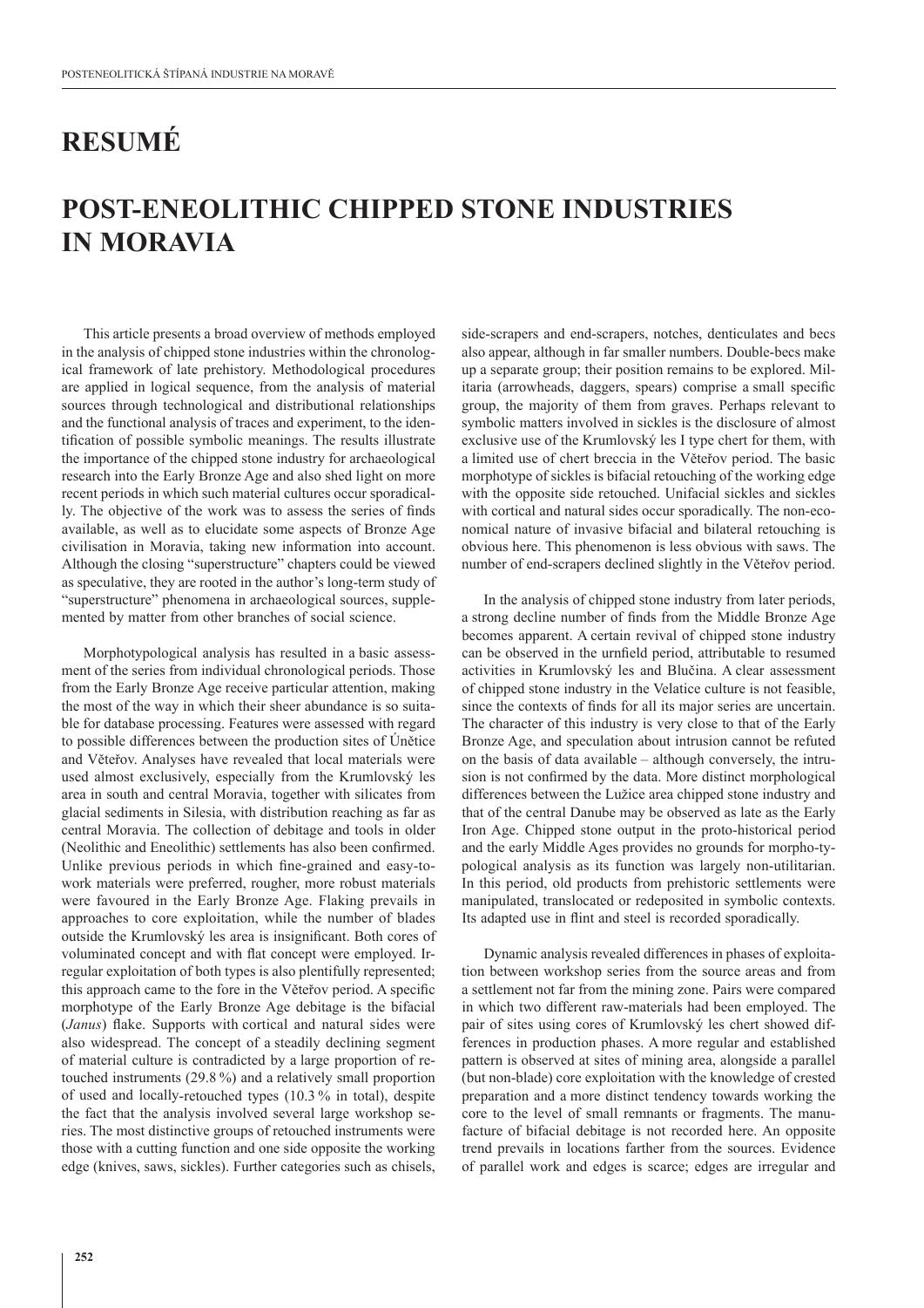# RESUMÉ

# POST-ENEOLITHIC CHIPPED STONE INDUSTRIES IN MORAVIA

This article presents a broad overview of methods employed in the analysis of chipped stone industries within the chronological framework of late prehistory. Methodological procedures are applied in logical sequence, from the analysis of material sources through technological and distributional relationships and the functional analysis of traces and experiment, to the identification of possible symbolic meanings. The results illustrate the importance of the chipped stone industry for archaeological research into the Early Bronze Age and also shed light on more recent periods in which such material cultures occur sporadically. The objective of the work was to assess the series of finds available, as well as to elucidate some aspects of Bronze Age civilisation in Moravia, taking new information into account. Although the closing "superstructure" chapters could be viewed as speculative, they are rooted in the author's long-term study of "superstructure" phenomena in archaeological sources, supplemented by matter from other branches of social science.

Morphotypological analysis has resulted in a basic assessment of the series from individual chronological periods. Those from the Early Bronze Age receive particular attention, making the most of the way in which their sheer abundance is so suitable for database processing. Features were assessed with regard to possible differences between the production sites of Únětice and Věteřov. Analyses have revealed that local materials were used almost exclusively, especially from the Krumlovský les area in south and central Moravia, together with silicates from glacial sediments in Silesia, with distribution reaching as far as central Moravia. The collection of debitage and tools in older (Neolithic and Eneolithic) settlements has also been confirmed. Unlike previous periods in which fine-grained and easy-to-work materials were preferred, rougher, more robust materials were favoured in the Early Bronze Age. Flaking prevails in approaches to core exploitation, while the number of blades outside the Krumlovský les area is insignificant. Both cores of voluminated concept and with flat concept were employed. Irregular exploitation of both types is also plentifully represented; this approach came to the fore in the Věteřov period. A specific morphotype of the Early Bronze Age debitage is the bifacial (*Janus*) flake. Supports with cortical and natural sides were also widespread. The concept of a steadily declining segment of material culture is contradicted by a large proportion of retouched instruments (29.8 %) and a relatively small proportion of used and locally-retouched types (10.3 % in total), despite the fact that the analysis involved several large workshop series. The most distinctive groups of retouched instruments were those with a cutting function and one side opposite the working edge (knives, saws, sickles). Further categories such as chisels, side-scrapers and end-scrapers, notches, denticulates and becs also appear, although in far smaller numbers. Double-becs make up a separate group; their position remains to be explored. Militaria (arrowheads, daggers, spears) comprise a small specific group, the majority of them from graves. Perhaps relevant to symbolic matters involved in sickles is the disclosure of almost exclusive use of the Krumlovský les I type chert for them, with a limited use of chert breccia in the Věteřov period. The basic morphotype of sickles is bifacial retouching of the working edge with the opposite side retouched. Unifacial sickles and sickles with cortical and natural sides occur sporadically. The non-economical nature of invasive bifacial and bilateral retouching is obvious here. This phenomenon is less obvious with saws. The number of end-scrapers declined slightly in the Věteřov period.

In the analysis of chipped stone industry from later periods, a strong decline number of finds from the Middle Bronze Age becomes apparent. A certain revival of chipped stone industry can be observed in the urnfield period, attributable to resumed activities in Krumlovský les and Blučina. A clear assessment of chipped stone industry in the Velatice culture is not feasible, since the contexts of finds for all its major series are uncertain. The character of this industry is very close to that of the Early Bronze Age, and speculation about intrusion cannot be refuted on the basis of data available – although conversely, the intrusion is not confirmed by the data. More distinct morphological differences between the Lužice area chipped stone industry and that of the central Danube may be observed as late as the Early Iron Age. Chipped stone output in the proto-historical period and the early Middle Ages provides no grounds for morpho-typological analysis as its function was largely non-utilitarian. In this period, old products from prehistoric settlements were manipulated, translocated or redeposited in symbolic contexts. Its adapted use in flint and steel is recorded sporadically.

Dynamic analysis revealed differences in phases of exploitation between workshop series from the source areas and from a settlement not far from the mining zone. Pairs were compared in which two different raw-materials had been employed. The pair of sites using cores of Krumlovský les chert showed differences in production phases. A more regular and established pattern is observed at sites of mining area, alongside a parallel (but non-blade) core exploitation with the knowledge of crested preparation and a more distinct tendency towards working the core to the level of small remnants or fragments. The manufacture of bifacial debitage is not recorded here. An opposite trend prevails in locations farther from the sources. Evidence of parallel work and edges is scarce; edges are irregular and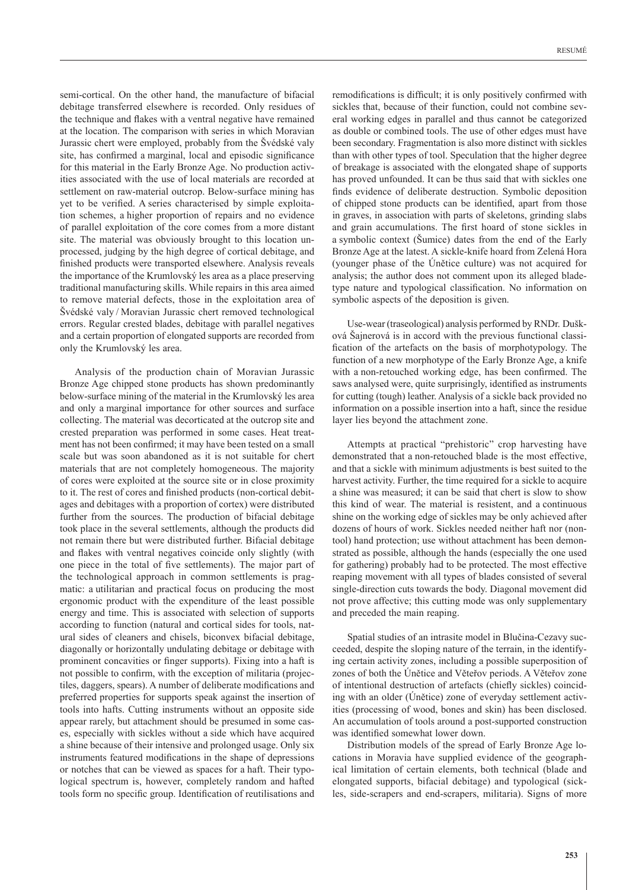semi-cortical. On the other hand, the manufacture of bifacial debitage transferred elsewhere is recorded. Only residues of the technique and flakes with a ventral negative have remained at the location. The comparison with series in which Moravian Jurassic chert were employed, probably from the Švédské valy site, has confirmed a marginal, local and episodic significance for this material in the Early Bronze Age. No production activities associated with the use of local materials are recorded at settlement on raw-material outcrop. Below-surface mining has yet to be verified. A series characterised by simple exploitation schemes, a higher proportion of repairs and no evidence of parallel exploitation of the core comes from a more distant site. The material was obviously brought to this location unprocessed, judging by the high degree of cortical debitage, and finished products were transported elsewhere. Analysis reveals the importance of the Krumlovský les area as a place preserving traditional manufacturing skills. While repairs in this area aimed to remove material defects, those in the exploitation area of Švédské valy / Moravian Jurassic chert removed technological errors. Regular crested blades, debitage with parallel negatives and a certain proportion of elongated supports are recorded from only the Krumlovský les area.

Analysis of the production chain of Moravian Jurassic Bronze Age chipped stone products has shown predominantly below-surface mining of the material in the Krumlovský les area and only a marginal importance for other sources and surface collecting. The material was decorticated at the outcrop site and crested preparation was performed in some cases. Heat treatment has not been confirmed; it may have been tested on a small scale but was soon abandoned as it is not suitable for chert materials that are not completely homogeneous. The majority of cores were exploited at the source site or in close proximity to it. The rest of cores and finished products (non-cortical debitages and debitages with a proportion of cortex) were distributed further from the sources. The production of bifacial debitage took place in the several settlements, although the products did not remain there but were distributed further. Bifacial debitage and flakes with ventral negatives coincide only slightly (with one piece in the total of five settlements). The major part of the technological approach in common settlements is pragmatic: a utilitarian and practical focus on producing the most ergonomic product with the expenditure of the least possible energy and time. This is associated with selection of supports according to function (natural and cortical sides for tools, natural sides of cleaners and chisels, biconvex bifacial debitage, diagonally or horizontally undulating debitage or debitage with prominent concavities or finger supports). Fixing into a haft is not possible to confirm, with the exception of militaria (projectiles, daggers, spears). A number of deliberate modifications and preferred properties for supports speak against the insertion of tools into hafts. Cutting instruments without an opposite side appear rarely, but attachment should be presumed in some cases, especially with sickles without a side which have acquired a shine because of their intensive and prolonged usage. Only six instruments featured modifications in the shape of depressions or notches that can be viewed as spaces for a haft. Their typological spectrum is, however, completely random and hafted tools form no specific group. Identification of reutilisations and remodifications is difficult; it is only positively confirmed with sickles that, because of their function, could not combine several working edges in parallel and thus cannot be categorized as double or combined tools. The use of other edges must have been secondary. Fragmentation is also more distinct with sickles than with other types of tool. Speculation that the higher degree of breakage is associated with the elongated shape of supports has proved unfounded. It can be thus said that with sickles one finds evidence of deliberate destruction. Symbolic deposition of chipped stone products can be identified, apart from those in graves, in association with parts of skeletons, grinding slabs and grain accumulations. The first hoard of stone sickles in a symbolic context (Šumice) dates from the end of the Early Bronze Age at the latest. A sickle-knife hoard from Zelená Hora (younger phase of the Únětice culture) was not acquired for analysis; the author does not comment upon its alleged blade-type nature and typological classification. No information on symbolic aspects of the deposition is given.

Use-wear (traseological) analysis performed by RNDr. Dušková Šajnerová is in accord with the previous functional classification of the artefacts on the basis of morphotypology. The function of a new morphotype of the Early Bronze Age, a knife with a non-retouched working edge, has been confirmed. The saws analysed were, quite surprisingly, identified as instruments for cutting (tough) leather. Analysis of a sickle back provided no information on a possible insertion into a haft, since the residue layer lies beyond the attachment zone.

Attempts at practical "prehistoric" crop harvesting have demonstrated that a non-retouched blade is the most effective, and that a sickle with minimum adjustments is best suited to the harvest activity. Further, the time required for a sickle to acquire a shine was measured; it can be said that chert is slow to show this kind of wear. The material is resistent, and a continuous shine on the working edge of sickles may be only achieved after dozens of hours of work. Sickles needed neither haft nor (non-tool) hand protection; use without attachment has been demonstrated as possible, although the hands (especially the one used for gathering) probably had to be protected. The most effective reaping movement with all types of blades consisted of several single-direction cuts towards the body. Diagonal movement did not prove affective; this cutting mode was only supplementary and preceded the main reaping.

Spatial studies of an intrasite model in Blučina-Cezavy succeeded, despite the sloping nature of the terrain, in the identifying certain activity zones, including a possible superposition of zones of both the Únětice and Věteřov periods. A Věteřov zone of intentional destruction of artefacts (chiefly sickles) coinciding with an older (Únětice) zone of everyday settlement activities (processing of wood, bones and skin) has been disclosed. An accumulation of tools around a post-supported construction was identified somewhat lower down.

Distribution models of the spread of Early Bronze Age locations in Moravia have supplied evidence of the geographical limitation of certain elements, both technical (blade and elongated supports, bifacial debitage) and typological (sickles, side-scrapers and end-scrapers, militaria). Signs of more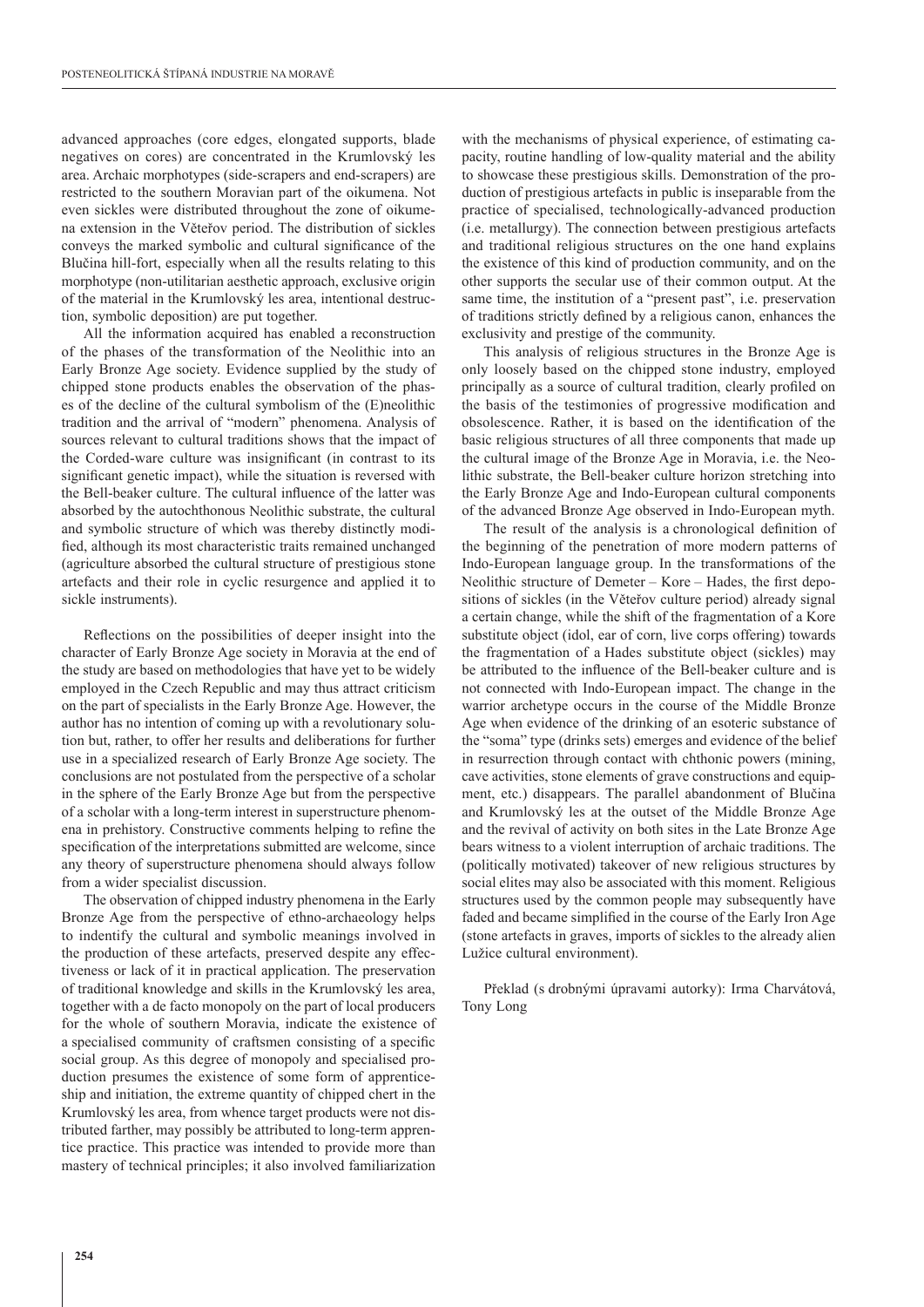advanced approaches (core edges, elongated supports, blade negatives on cores) are concentrated in the Krumlovský les area. Archaic morphotypes (side-scrapers and end-scrapers) are restricted to the southern Moravian part of the oikumena. Not even sickles were distributed throughout the zone of oikumena extension in the Věteřov period. The distribution of sickles conveys the marked symbolic and cultural significance of the Blučina hill-fort, especially when all the results relating to this morphotype (non-utilitarian aesthetic approach, exclusive origin of the material in the Krumlovský les area, intentional destruction, symbolic deposition) are put together.

All the information acquired has enabled a reconstruction of the phases of the transformation of the Neolithic into an Early Bronze Age society. Evidence supplied by the study of chipped stone products enables the observation of the phases of the decline of the cultural symbolism of the (E)neolithic tradition and the arrival of "modern" phenomena. Analysis of sources relevant to cultural traditions shows that the impact of the Corded-ware culture was insignificant (in contrast to its significant genetic impact), while the situation is reversed with the Bell-beaker culture. The cultural influence of the latter was absorbed by the autochthonous Neolithic substrate, the cultural and symbolic structure of which was thereby distinctly modified, although its most characteristic traits remained unchanged (agriculture absorbed the cultural structure of prestigious stone artefacts and their role in cyclic resurgence and applied it to sickle instruments).

Reflections on the possibilities of deeper insight into the character of Early Bronze Age society in Moravia at the end of the study are based on methodologies that have yet to be widely employed in the Czech Republic and may thus attract criticism on the part of specialists in the Early Bronze Age. However, the author has no intention of coming up with a revolutionary solution but, rather, to offer her results and deliberations for further use in a specialized research of Early Bronze Age society. The conclusions are not postulated from the perspective of a scholar in the sphere of the Early Bronze Age but from the perspective of a scholar with a long-term interest in superstructure phenomena in prehistory. Constructive comments helping to refine the specification of the interpretations submitted are welcome, since any theory of superstructure phenomena should always follow from a wider specialist discussion.

The observation of chipped industry phenomena in the Early Bronze Age from the perspective of ethno-archaeology helps to indentify the cultural and symbolic meanings involved in the production of these artefacts, preserved despite any effectiveness or lack of it in practical application. The preservation of traditional knowledge and skills in the Krumlovský les area, together with a de facto monopoly on the part of local producers for the whole of southern Moravia, indicate the existence of a specialised community of craftsmen consisting of a specific social group. As this degree of monopoly and specialised production presumes the existence of some form of apprenticeship and initiation, the extreme quantity of chipped chert in the Krumlovský les area, from whence target products were not distributed farther, may possibly be attributed to long-term apprentice practice. This practice was intended to provide more than mastery of technical principles; it also involved familiarization with the mechanisms of physical experience, of estimating capacity, routine handling of low-quality material and the ability to showcase these prestigious skills. Demonstration of the production of prestigious artefacts in public is inseparable from the practice of specialised, technologically-advanced production (i.e. metallurgy). The connection between prestigious artefacts and traditional religious structures on the one hand explains the existence of this kind of production community, and on the other supports the secular use of their common output. At the same time, the institution of a "present past", i.e. preservation of traditions strictly defined by a religious canon, enhances the exclusivity and prestige of the community.

This analysis of religious structures in the Bronze Age is only loosely based on the chipped stone industry, employed principally as a source of cultural tradition, clearly profiled on the basis of the testimonies of progressive modification and obsolescence. Rather, it is based on the identification of the basic religious structures of all three components that made up the cultural image of the Bronze Age in Moravia, i.e. the Neolithic substrate, the Bell-beaker culture horizon stretching into the Early Bronze Age and Indo-European cultural components of the advanced Bronze Age observed in Indo-European myth.

The result of the analysis is a chronological definition of the beginning of the penetration of more modern patterns of Indo-European language group. In the transformations of the Neolithic structure of Demeter – Kore – Hades, the first depositions of sickles (in the Věteřov culture period) already signal a certain change, while the shift of the fragmentation of a Kore substitute object (idol, ear of corn, live corps offering) towards the fragmentation of a Hades substitute object (sickles) may be attributed to the influence of the Bell-beaker culture and is not connected with Indo-European impact. The change in the warrior archetype occurs in the course of the Middle Bronze Age when evidence of the drinking of an esoteric substance of the "soma" type (drinks sets) emerges and evidence of the belief in resurrection through contact with chthonic powers (mining, cave activities, stone elements of grave constructions and equipment, etc.) disappears. The parallel abandonment of Blučina and Krumlovský les at the outset of the Middle Bronze Age and the revival of activity on both sites in the Late Bronze Age bears witness to a violent interruption of archaic traditions. The (politically motivated) takeover of new religious structures by social elites may also be associated with this moment. Religious structures used by the common people may subsequently have faded and became simplified in the course of the Early Iron Age (stone artefacts in graves, imports of sickles to the already alien Lužice cultural environment).

Překlad (s drobnými úpravami autorky): Irma Charvátová, Tony Long